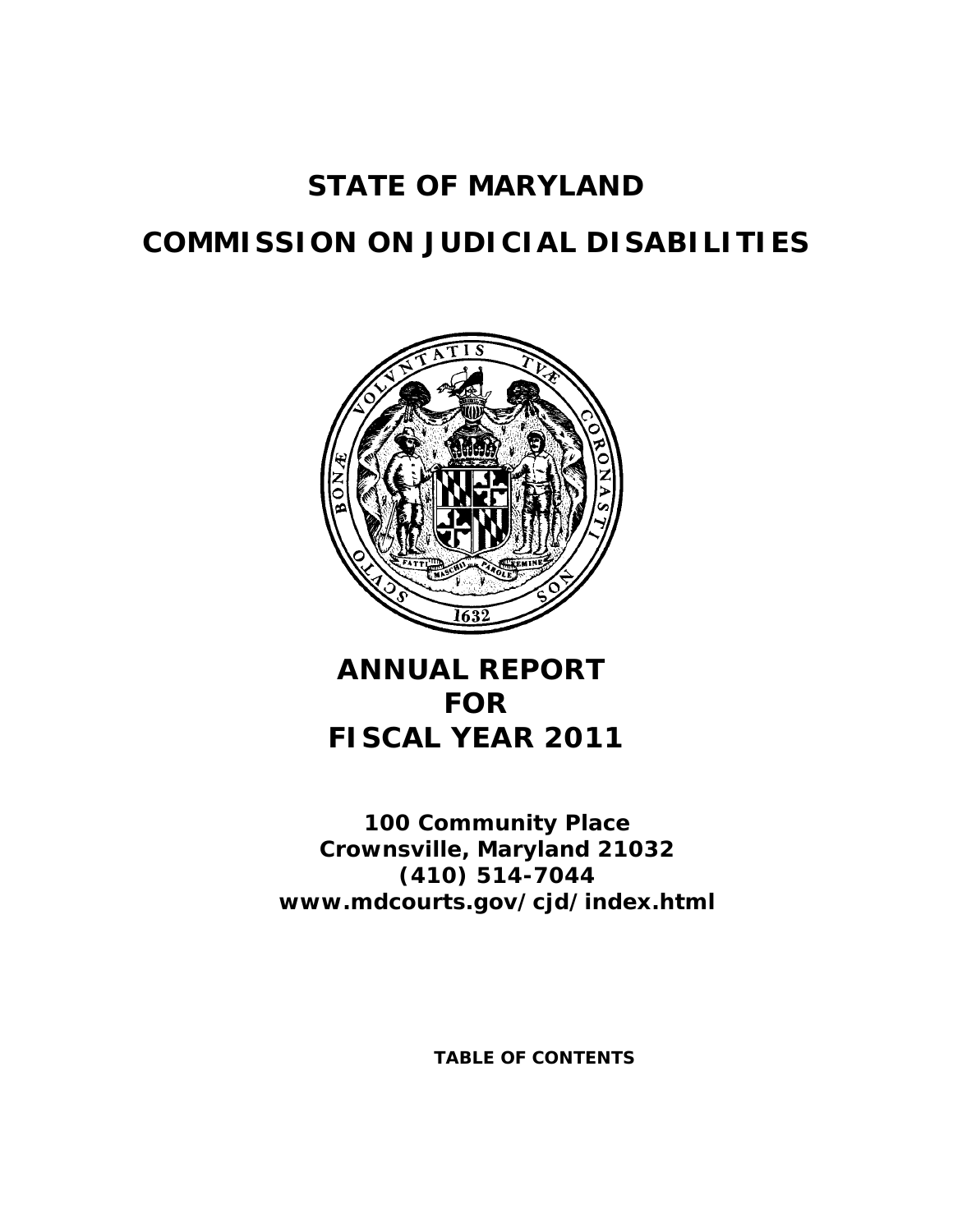# STATE OF MARYLAND

# COMMISSION ON JUDICIAL DISABILITIES

## ANNUAL REPORT FOR FISCAL YEAR 2011

**100 Community Place**
**Crownsville, Maryland 21032**
**(410) 514-7044**
**www.mdcourts.gov/cjd/index.html**

**TABLE OF CONTENTS**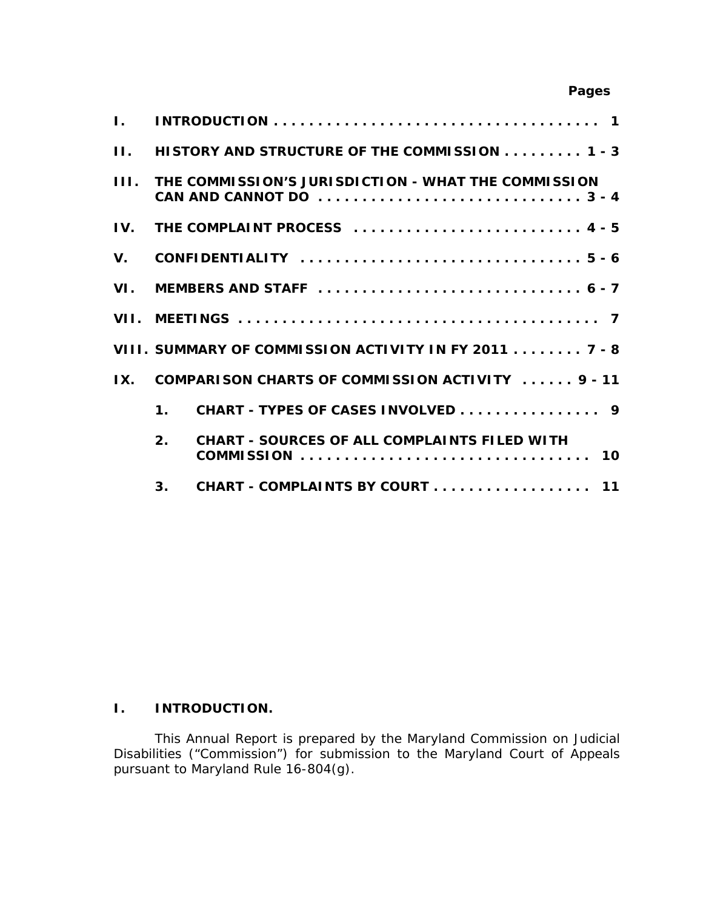| | | Pages |
|---|---|---|
| **I.** | **INTRODUCTION** | **1** |
| **II.** | **HISTORY AND STRUCTURE OF THE COMMISSION** | **1 - 3** |
| **III.** | **THE COMMISSION'S JURISDICTION - WHAT THE COMMISSION CAN AND CANNOT DO** | **3 - 4** |
| **IV.** | **THE COMPLAINT PROCESS** | **4 - 5** |
| **V.** | **CONFIDENTIALITY** | **5 - 6** |
| **VI.** | **MEMBERS AND STAFF** | **6 - 7** |
| **VII.** | **MEETINGS** | **7** |
| **VIII.** | **SUMMARY OF COMMISSION ACTIVITY IN FY 2011** | **7 - 8** |
| **IX.** | **COMPARISON CHARTS OF COMMISSION ACTIVITY** | **9 - 11** |
| | **1. CHART - TYPES OF CASES INVOLVED** | **9** |
| | **2. CHART - SOURCES OF ALL COMPLAINTS FILED WITH COMMISSION** | **10** |
| | **3. CHART - COMPLAINTS BY COURT** | **11** |

## I. INTRODUCTION.

This Annual Report is prepared by the Maryland Commission on Judicial Disabilities ("Commission") for submission to the Maryland Court of Appeals pursuant to Maryland Rule 16-804(g).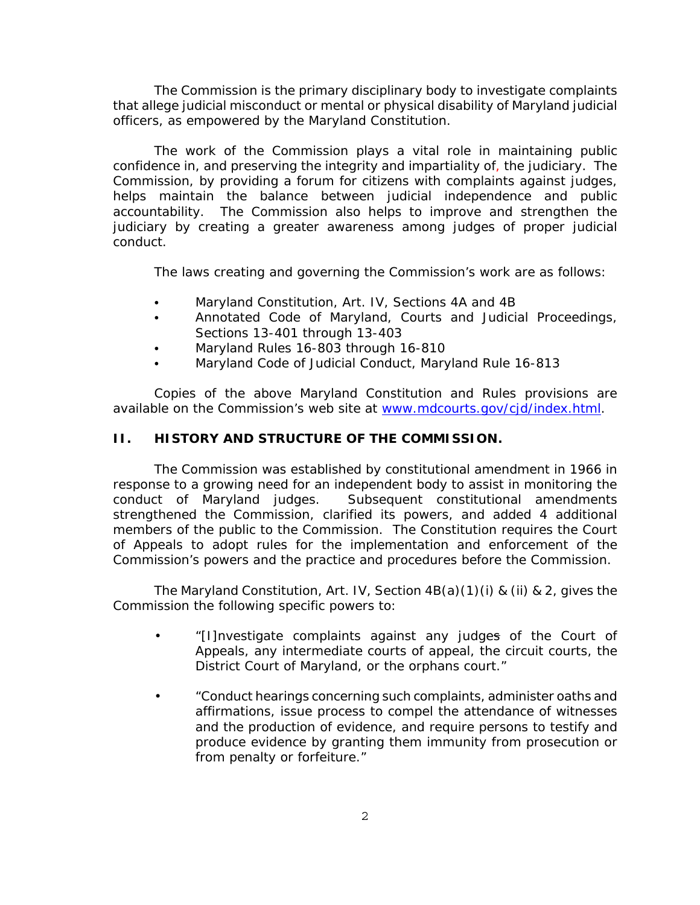The Commission is the primary disciplinary body to investigate complaints that allege judicial misconduct or mental or physical disability of Maryland judicial officers, as empowered by the Maryland Constitution.

The work of the Commission plays a vital role in maintaining public confidence in, and preserving the integrity and impartiality of, the judiciary. The Commission, by providing a forum for citizens with complaints against judges, helps maintain the balance between judicial independence and public accountability. The Commission also helps to improve and strengthen the judiciary by creating a greater awareness among judges of proper judicial conduct.

The laws creating and governing the Commission's work are as follows:

- Maryland Constitution, Art. IV, Sections 4A and 4B
- Annotated Code of Maryland, Courts and Judicial Proceedings, Sections 13-401 through 13-403
- Maryland Rules 16-803 through 16-810
- Maryland Code of Judicial Conduct, Maryland Rule 16-813

Copies of the above Maryland Constitution and Rules provisions are available on the Commission's web site at www.mdcourts.gov/cjd/index.html.

## II. HISTORY AND STRUCTURE OF THE COMMISSION.

The Commission was established by constitutional amendment in 1966 in response to a growing need for an independent body to assist in monitoring the conduct of Maryland judges. Subsequent constitutional amendments strengthened the Commission, clarified its powers, and added 4 additional members of the public to the Commission. The Constitution requires the Court of Appeals to adopt rules for the implementation and enforcement of the Commission's powers and the practice and procedures before the Commission.

The Maryland Constitution, Art. IV, Section 4B(a)(1)(i) & (ii) & 2, gives the Commission the following specific powers to:

- "[I]nvestigate complaints against any judges of the Court of Appeals, any intermediate courts of appeal, the circuit courts, the District Court of Maryland, or the orphans court."

- "Conduct hearings concerning such complaints, administer oaths and affirmations, issue process to compel the attendance of witnesses and the production of evidence, and require persons to testify and produce evidence by granting them immunity from prosecution or from penalty or forfeiture."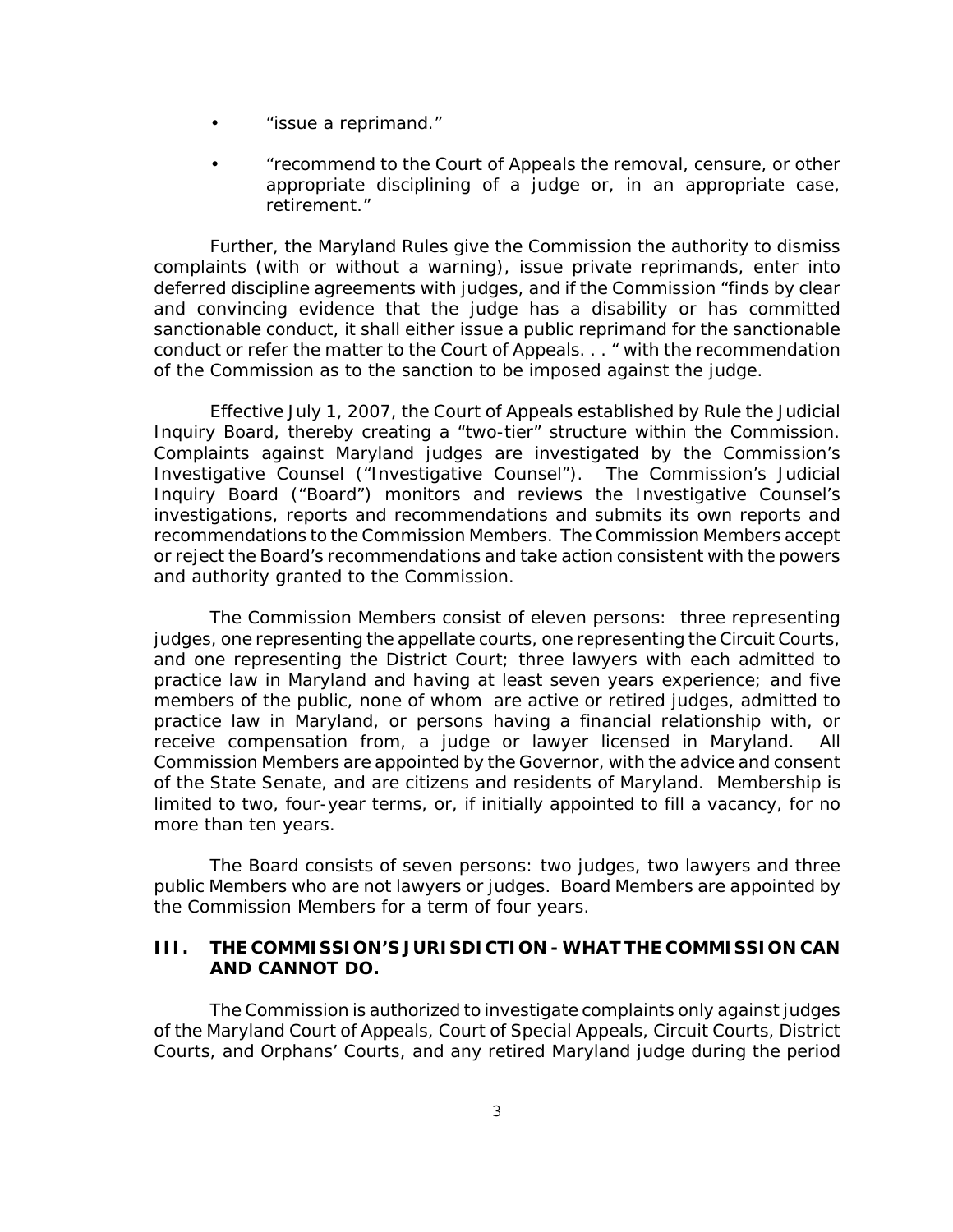- "issue a reprimand."
- "recommend to the Court of Appeals the removal, censure, or other appropriate disciplining of a judge or, in an appropriate case, retirement."

Further, the Maryland Rules give the Commission the authority to dismiss complaints (with or without a warning), issue private reprimands, enter into deferred discipline agreements with judges, and if the Commission "finds by clear and convincing evidence that the judge has a disability or has committed sanctionable conduct, it shall either issue a public reprimand for the sanctionable conduct or refer the matter to the Court of Appeals. . . " with the recommendation of the Commission as to the sanction to be imposed against the judge.

Effective July 1, 2007, the Court of Appeals established by Rule the Judicial Inquiry Board, thereby creating a "two-tier" structure within the Commission. Complaints against Maryland judges are investigated by the Commission's Investigative Counsel ("Investigative Counsel"). The Commission's Judicial Inquiry Board ("Board") monitors and reviews the Investigative Counsel's investigations, reports and recommendations and submits its own reports and recommendations to the Commission Members. The Commission Members accept or reject the Board's recommendations and take action consistent with the powers and authority granted to the Commission.

The Commission Members consist of eleven persons: three representing judges, one representing the appellate courts, one representing the Circuit Courts, and one representing the District Court; three lawyers with each admitted to practice law in Maryland and having at least seven years experience; and five members of the public, none of whom are active or retired judges, admitted to practice law in Maryland, or persons having a financial relationship with, or receive compensation from, a judge or lawyer licensed in Maryland. All Commission Members are appointed by the Governor, with the advice and consent of the State Senate, and are citizens and residents of Maryland. Membership is limited to two, four-year terms, or, if initially appointed to fill a vacancy, for no more than ten years.

The Board consists of seven persons: two judges, two lawyers and three public Members who are not lawyers or judges. Board Members are appointed by the Commission Members for a term of four years.

## III. THE COMMISSION'S JURISDICTION - WHAT THE COMMISSION CAN AND CANNOT DO.

The Commission is authorized to investigate complaints only against judges of the Maryland Court of Appeals, Court of Special Appeals, Circuit Courts, District Courts, and Orphans' Courts, and any retired Maryland judge during the period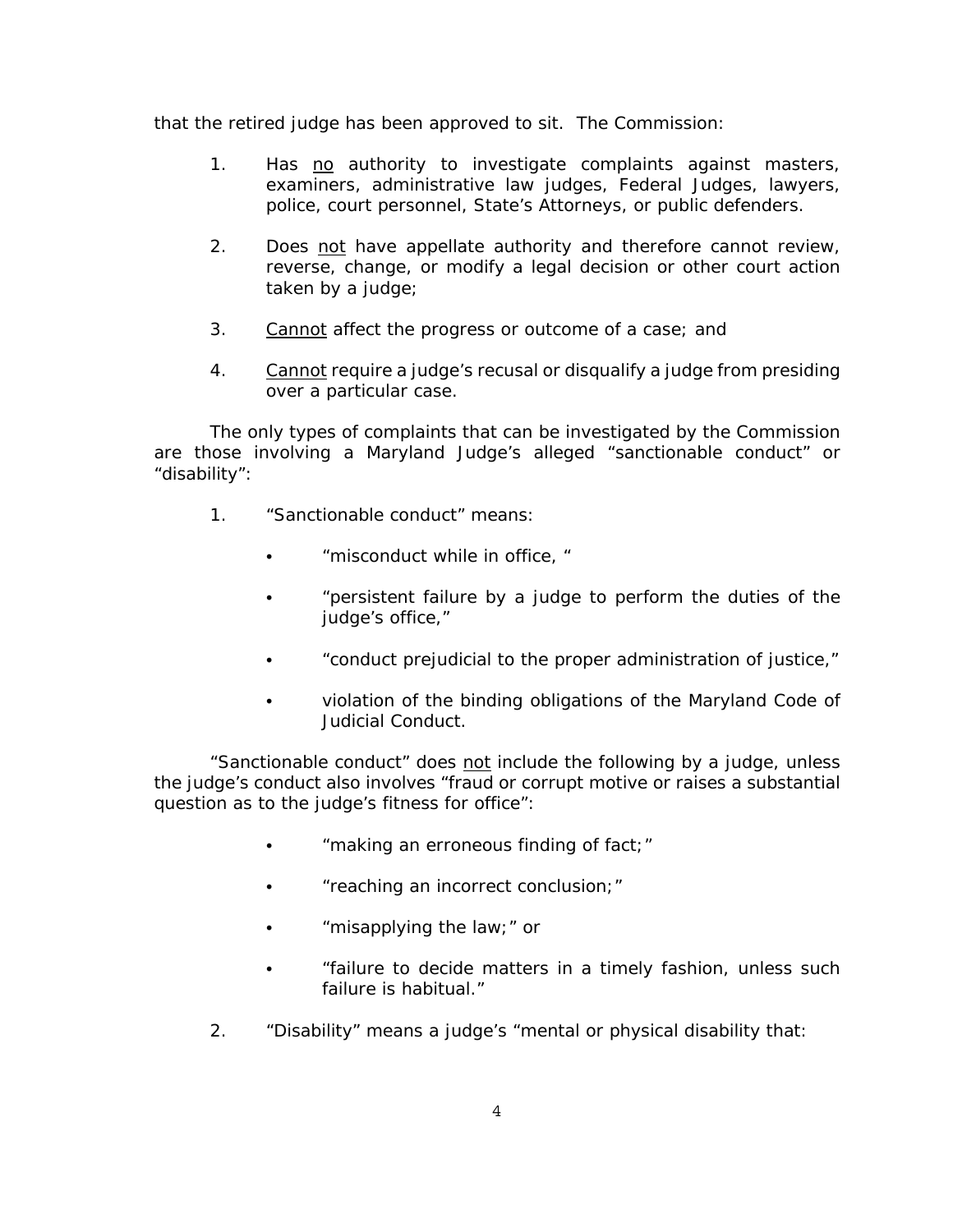that the retired judge has been approved to sit. The Commission:

1. Has <u>no</u> authority to investigate complaints against masters, examiners, administrative law judges, Federal Judges, lawyers, police, court personnel, State's Attorneys, or public defenders.

2. Does <u>not</u> have appellate authority and therefore cannot review, reverse, change, or modify a legal decision or other court action taken by a judge;

3. <u>Cannot</u> affect the progress or outcome of a case; and

4. <u>Cannot</u> require a judge's recusal or disqualify a judge from presiding over a particular case.

The only types of complaints that can be investigated by the Commission are those involving a Maryland Judge's alleged "sanctionable conduct" or "disability":

1. "Sanctionable conduct" means:

   - "misconduct while in office, "
   - "persistent failure by a judge to perform the duties of the judge's office,"
   - "conduct prejudicial to the proper administration of justice,"
   - violation of the binding obligations of the Maryland Code of Judicial Conduct.

   "Sanctionable conduct" does <u>not</u> include the following by a judge, unless the judge's conduct also involves "fraud or corrupt motive or raises a substantial question as to the judge's fitness for office":

   - "making an erroneous finding of fact;"
   - "reaching an incorrect conclusion;"
   - "misapplying the law;" or
   - "failure to decide matters in a timely fashion, unless such failure is habitual."

2. "Disability" means a judge's "mental or physical disability that: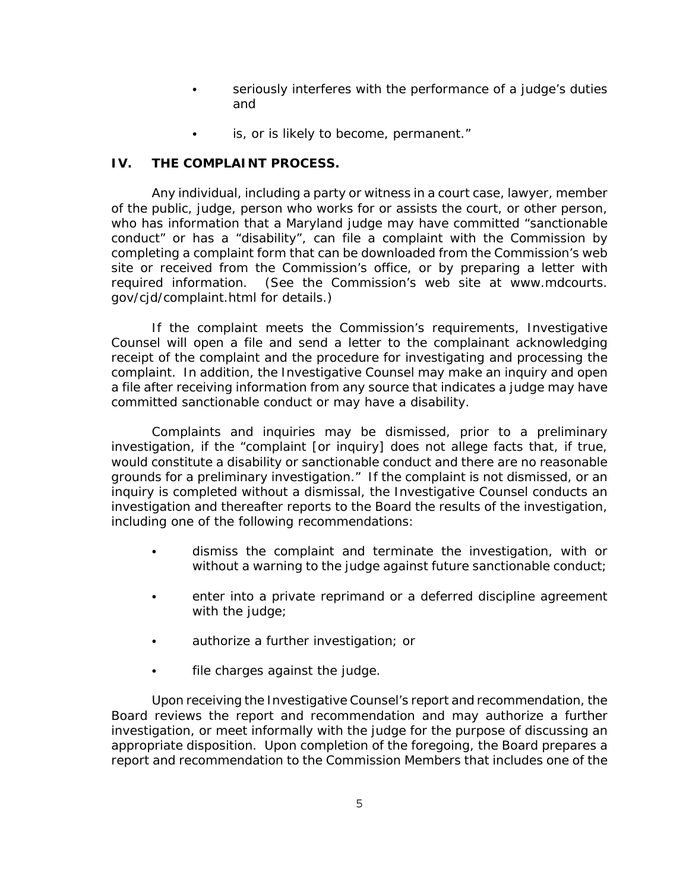- seriously interferes with the performance of a judge's duties and
- is, or is likely to become, permanent."

## IV. THE COMPLAINT PROCESS.

Any individual, including a party or witness in a court case, lawyer, member of the public, judge, person who works for or assists the court, or other person, who has information that a Maryland judge may have committed "sanctionable conduct" or has a "disability", can file a complaint with the Commission by completing a complaint form that can be downloaded from the Commission's web site or received from the Commission's office, or by preparing a letter with required information. (See the Commission's web site at www.mdcourts.gov/cjd/complaint.html for details.)

If the complaint meets the Commission's requirements, Investigative Counsel will open a file and send a letter to the complainant acknowledging receipt of the complaint and the procedure for investigating and processing the complaint. In addition, the Investigative Counsel may make an inquiry and open a file after receiving information from any source that indicates a judge may have committed sanctionable conduct or may have a disability.

Complaints and inquiries may be dismissed, prior to a preliminary investigation, if the "complaint [or inquiry] does not allege facts that, if true, would constitute a disability or sanctionable conduct and there are no reasonable grounds for a preliminary investigation." If the complaint is not dismissed, or an inquiry is completed without a dismissal, the Investigative Counsel conducts an investigation and thereafter reports to the Board the results of the investigation, including one of the following recommendations:

- dismiss the complaint and terminate the investigation, with or without a warning to the judge against future sanctionable conduct;
- enter into a private reprimand or a deferred discipline agreement with the judge;
- authorize a further investigation; or
- file charges against the judge.

Upon receiving the Investigative Counsel's report and recommendation, the Board reviews the report and recommendation and may authorize a further investigation, or meet informally with the judge for the purpose of discussing an appropriate disposition. Upon completion of the foregoing, the Board prepares a report and recommendation to the Commission Members that includes one of the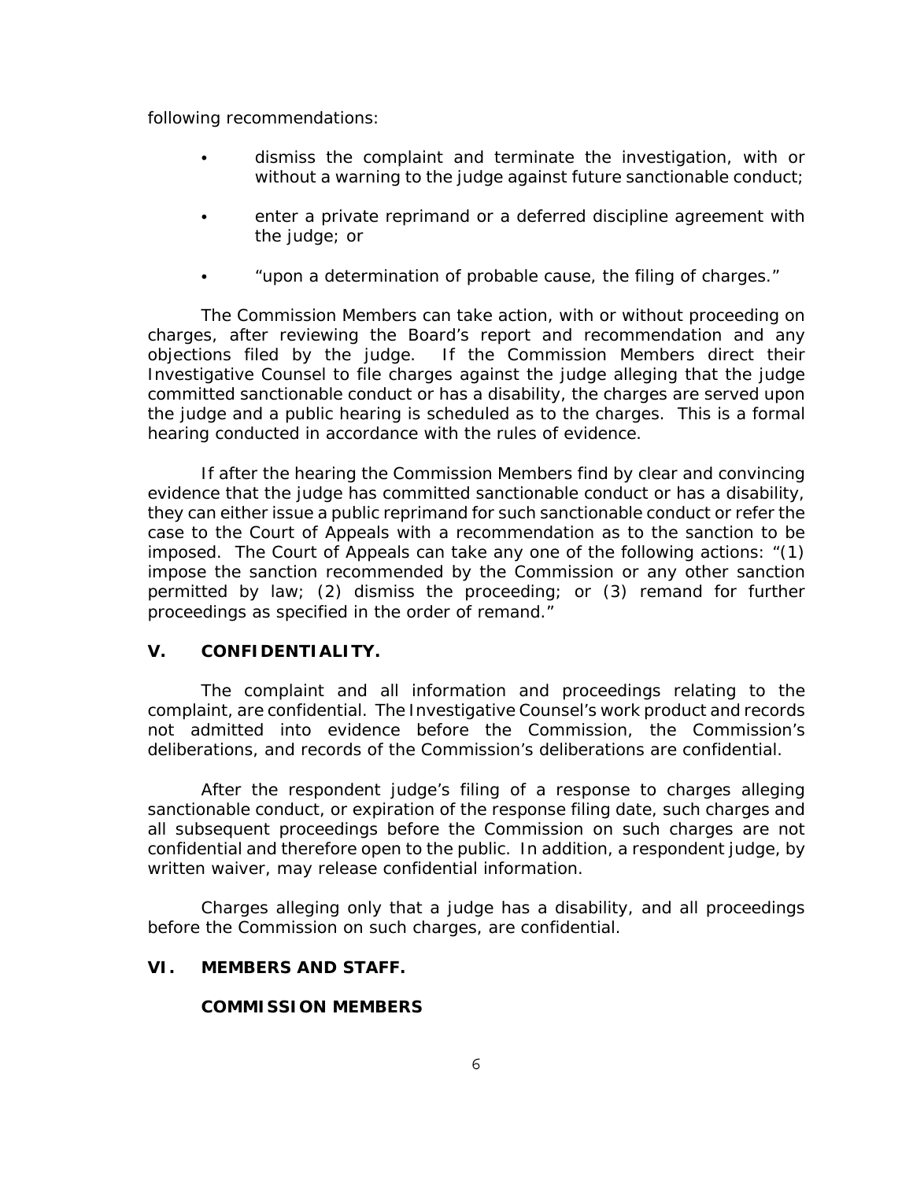following recommendations:

- dismiss the complaint and terminate the investigation, with or without a warning to the judge against future sanctionable conduct;
- enter a private reprimand or a deferred discipline agreement with the judge; or
- "upon a determination of probable cause, the filing of charges."

The Commission Members can take action, with or without proceeding on charges, after reviewing the Board's report and recommendation and any objections filed by the judge. If the Commission Members direct their Investigative Counsel to file charges against the judge alleging that the judge committed sanctionable conduct or has a disability, the charges are served upon the judge and a public hearing is scheduled as to the charges. This is a formal hearing conducted in accordance with the rules of evidence.

If after the hearing the Commission Members find by clear and convincing evidence that the judge has committed sanctionable conduct or has a disability, they can either issue a public reprimand for such sanctionable conduct or refer the case to the Court of Appeals with a recommendation as to the sanction to be imposed. The Court of Appeals can take any one of the following actions: "(1) impose the sanction recommended by the Commission or any other sanction permitted by law; (2) dismiss the proceeding; or (3) remand for further proceedings as specified in the order of remand."

## V. CONFIDENTIALITY.

The complaint and all information and proceedings relating to the complaint, are confidential. The Investigative Counsel's work product and records not admitted into evidence before the Commission, the Commission's deliberations, and records of the Commission's deliberations are confidential.

After the respondent judge's filing of a response to charges alleging sanctionable conduct, or expiration of the response filing date, such charges and all subsequent proceedings before the Commission on such charges are not confidential and therefore open to the public. In addition, a respondent judge, by written waiver, may release confidential information.

Charges alleging only that a judge has a disability, and all proceedings before the Commission on such charges, are confidential.

## VI. MEMBERS AND STAFF.

### COMMISSION MEMBERS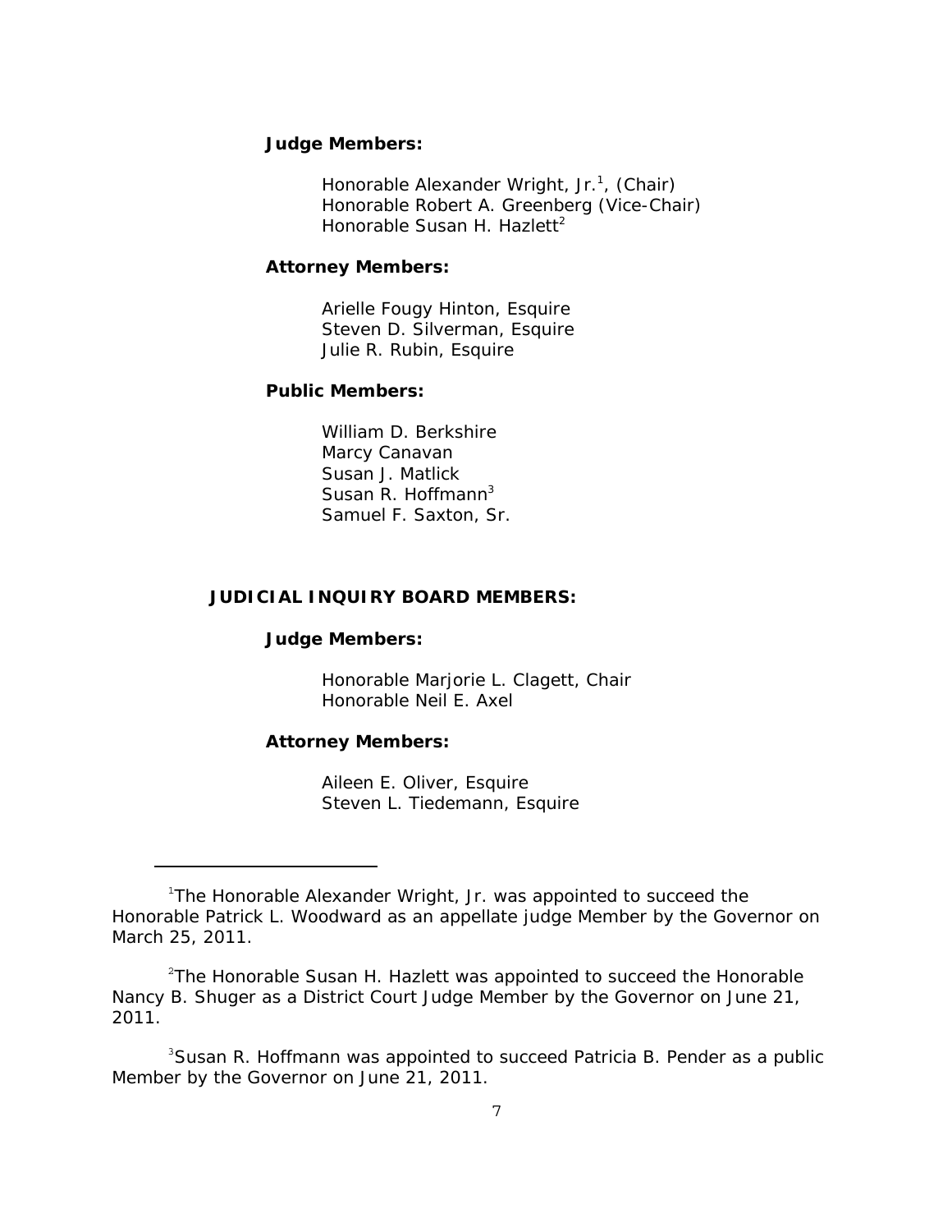**Judge Members:**

Honorable Alexander Wright, Jr.[1], (Chair)
Honorable Robert A. Greenberg (Vice-Chair)
Honorable Susan H. Hazlett[2]

**Attorney Members:**

Arielle Fougy Hinton, Esquire
Steven D. Silverman, Esquire
Julie R. Rubin, Esquire

**Public Members:**

William D. Berkshire
Marcy Canavan
Susan J. Matlick
Susan R. Hoffmann[3]
Samuel F. Saxton, Sr.

## JUDICIAL INQUIRY BOARD MEMBERS:

**Judge Members:**

Honorable Marjorie L. Clagett, Chair
Honorable Neil E. Axel

**Attorney Members:**

Aileen E. Oliver, Esquire
Steven L. Tiedemann, Esquire

---

[1]The Honorable Alexander Wright, Jr. was appointed to succeed the Honorable Patrick L. Woodward as an appellate judge Member by the Governor on March 25, 2011.

[2]The Honorable Susan H. Hazlett was appointed to succeed the Honorable Nancy B. Shuger as a District Court Judge Member by the Governor on June 21, 2011.

[3]Susan R. Hoffmann was appointed to succeed Patricia B. Pender as a public Member by the Governor on June 21, 2011.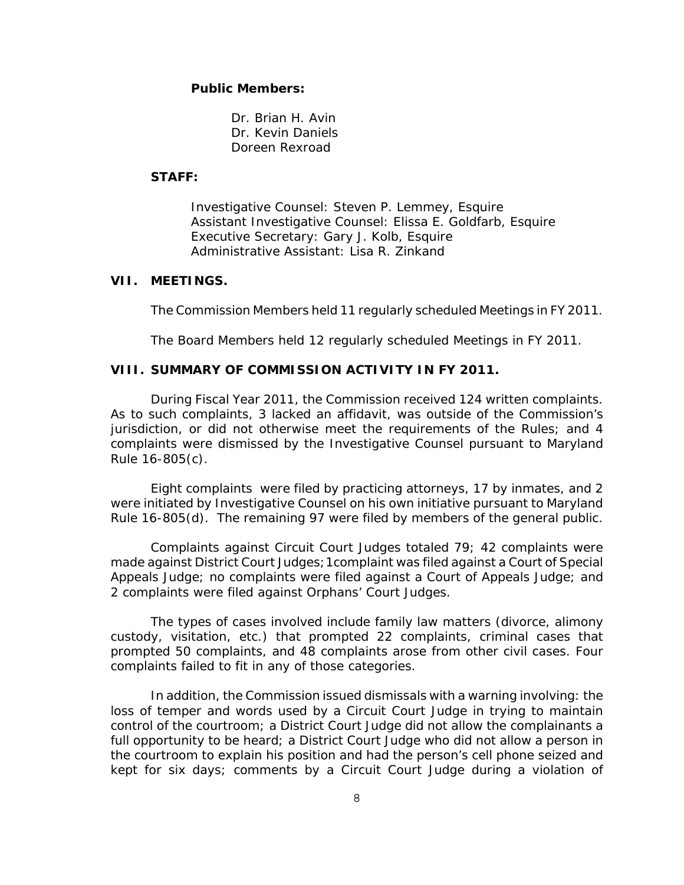**Public Members:**

Dr. Brian H. Avin
Dr. Kevin Daniels
Doreen Rexroad

**STAFF:**

Investigative Counsel: Steven P. Lemmey, Esquire
Assistant Investigative Counsel: Elissa E. Goldfarb, Esquire
Executive Secretary: Gary J. Kolb, Esquire
Administrative Assistant: Lisa R. Zinkand

## VII. MEETINGS.

The Commission Members held 11 regularly scheduled Meetings in FY 2011.

The Board Members held 12 regularly scheduled Meetings in FY 2011.

## VIII. SUMMARY OF COMMISSION ACTIVITY IN FY 2011.

During Fiscal Year 2011, the Commission received 124 written complaints. As to such complaints, 3 lacked an affidavit, was outside of the Commission's jurisdiction, or did not otherwise meet the requirements of the Rules; and 4 complaints were dismissed by the Investigative Counsel pursuant to Maryland Rule 16-805(c).

Eight complaints were filed by practicing attorneys, 17 by inmates, and 2 were initiated by Investigative Counsel on his own initiative pursuant to Maryland Rule 16-805(d). The remaining 97 were filed by members of the general public.

Complaints against Circuit Court Judges totaled 79; 42 complaints were made against District Court Judges; 1complaint was filed against a Court of Special Appeals Judge; no complaints were filed against a Court of Appeals Judge; and 2 complaints were filed against Orphans' Court Judges.

The types of cases involved include family law matters (divorce, alimony custody, visitation, etc.) that prompted 22 complaints, criminal cases that prompted 50 complaints, and 48 complaints arose from other civil cases. Four complaints failed to fit in any of those categories.

In addition, the Commission issued dismissals with a warning involving: the loss of temper and words used by a Circuit Court Judge in trying to maintain control of the courtroom; a District Court Judge did not allow the complainants a full opportunity to be heard; a District Court Judge who did not allow a person in the courtroom to explain his position and had the person's cell phone seized and kept for six days; comments by a Circuit Court Judge during a violation of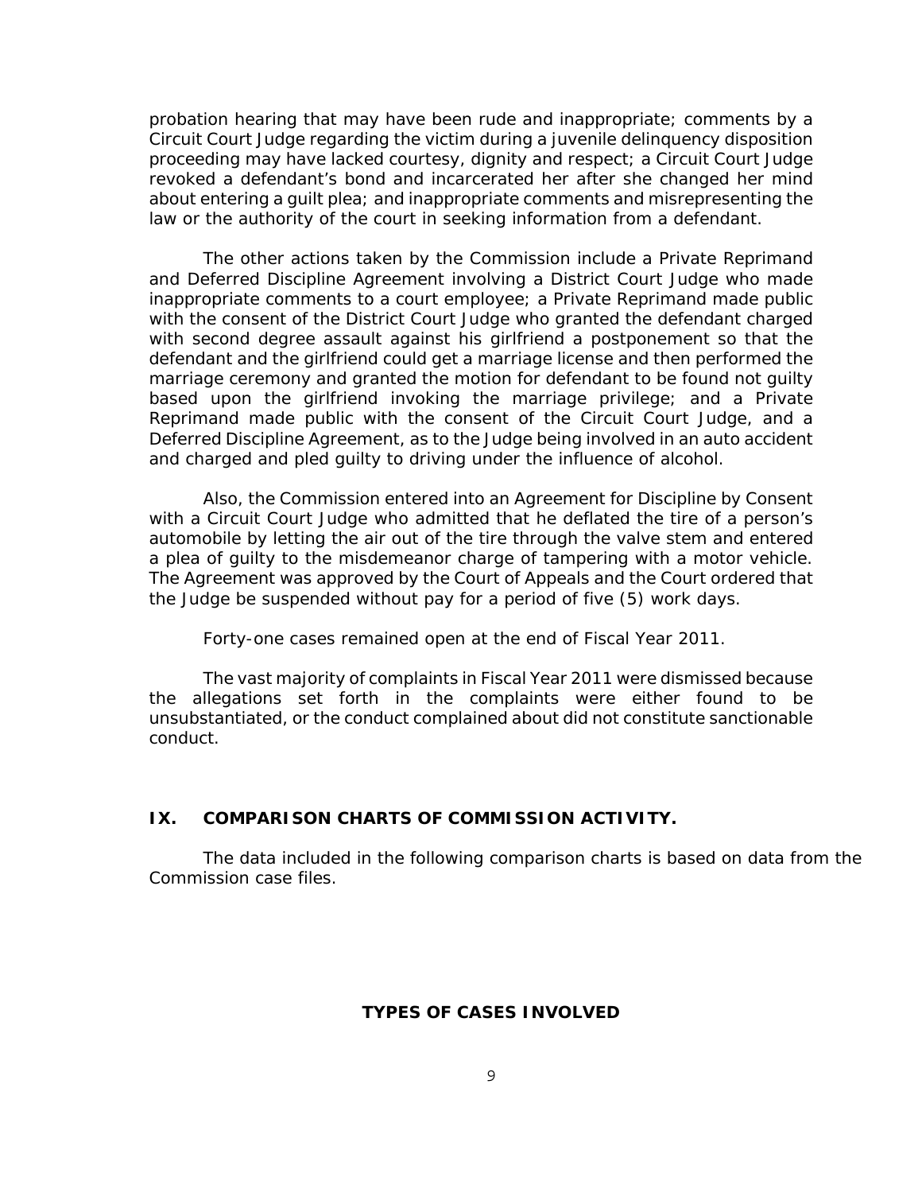probation hearing that may have been rude and inappropriate; comments by a Circuit Court Judge regarding the victim during a juvenile delinquency disposition proceeding may have lacked courtesy, dignity and respect; a Circuit Court Judge revoked a defendant's bond and incarcerated her after she changed her mind about entering a guilt plea; and inappropriate comments and misrepresenting the law or the authority of the court in seeking information from a defendant.

The other actions taken by the Commission include a Private Reprimand and Deferred Discipline Agreement involving a District Court Judge who made inappropriate comments to a court employee; a Private Reprimand made public with the consent of the District Court Judge who granted the defendant charged with second degree assault against his girlfriend a postponement so that the defendant and the girlfriend could get a marriage license and then performed the marriage ceremony and granted the motion for defendant to be found not guilty based upon the girlfriend invoking the marriage privilege; and a Private Reprimand made public with the consent of the Circuit Court Judge, and a Deferred Discipline Agreement, as to the Judge being involved in an auto accident and charged and pled guilty to driving under the influence of alcohol.

Also, the Commission entered into an Agreement for Discipline by Consent with a Circuit Court Judge who admitted that he deflated the tire of a person's automobile by letting the air out of the tire through the valve stem and entered a plea of guilty to the misdemeanor charge of tampering with a motor vehicle. The Agreement was approved by the Court of Appeals and the Court ordered that the Judge be suspended without pay for a period of five (5) work days.

Forty-one cases remained open at the end of Fiscal Year 2011.

The vast majority of complaints in Fiscal Year 2011 were dismissed because the allegations set forth in the complaints were either found to be unsubstantiated, or the conduct complained about did not constitute sanctionable conduct.

## IX. COMPARISON CHARTS OF COMMISSION ACTIVITY.

The data included in the following comparison charts is based on data from the Commission case files.

### TYPES OF CASES INVOLVED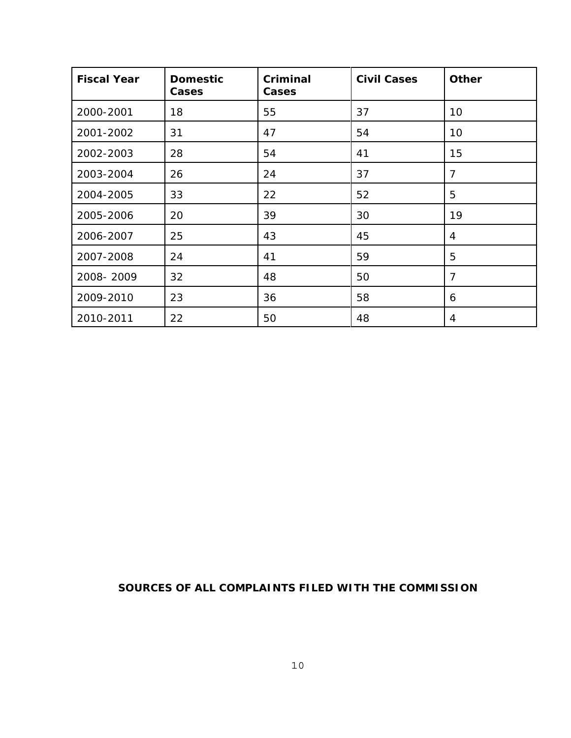| Fiscal Year | Domestic Cases | Criminal Cases | Civil Cases | Other |
|---|---|---|---|---|
| 2000-2001 | 18 | 55 | 37 | 10 |
| 2001-2002 | 31 | 47 | 54 | 10 |
| 2002-2003 | 28 | 54 | 41 | 15 |
| 2003-2004 | 26 | 24 | 37 | 7 |
| 2004-2005 | 33 | 22 | 52 | 5 |
| 2005-2006 | 20 | 39 | 30 | 19 |
| 2006-2007 | 25 | 43 | 45 | 4 |
| 2007-2008 | 24 | 41 | 59 | 5 |
| 2008- 2009 | 32 | 48 | 50 | 7 |
| 2009-2010 | 23 | 36 | 58 | 6 |
| 2010-2011 | 22 | 50 | 48 | 4 |

**SOURCES OF ALL COMPLAINTS FILED WITH THE COMMISSION**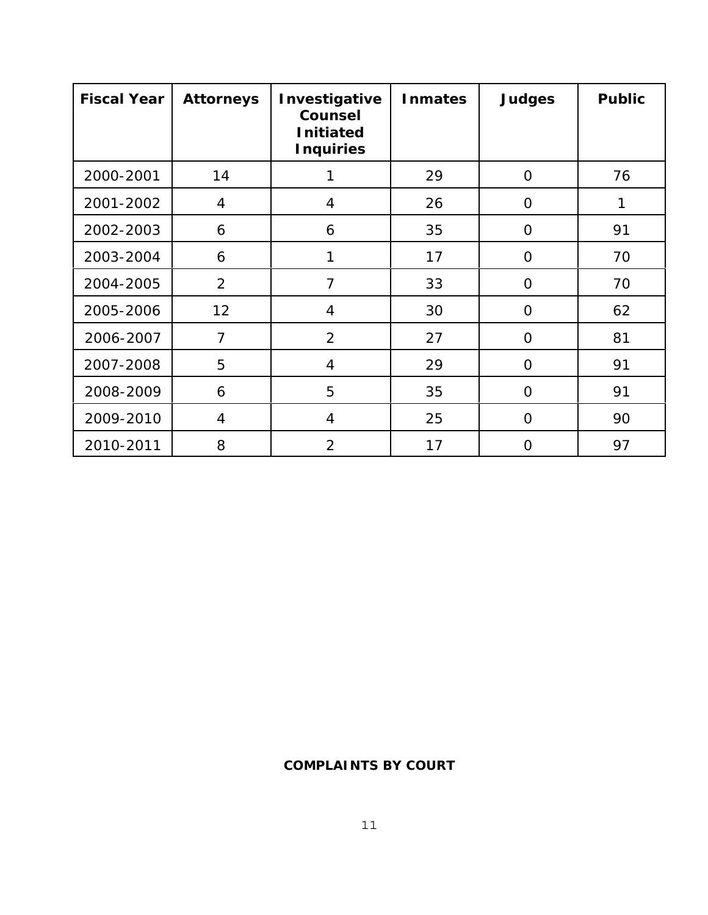| Fiscal Year | Attorneys | Investigative Counsel Initiated Inquiries | Inmates | Judges | Public |
|---|---|---|---|---|---|
| 2000-2001 | 14 | 1 | 29 | 0 | 76 |
| 2001-2002 | 4 | 4 | 26 | 0 | 1 |
| 2002-2003 | 6 | 6 | 35 | 0 | 91 |
| 2003-2004 | 6 | 1 | 17 | 0 | 70 |
| 2004-2005 | 2 | 7 | 33 | 0 | 70 |
| 2005-2006 | 12 | 4 | 30 | 0 | 62 |
| 2006-2007 | 7 | 2 | 27 | 0 | 81 |
| 2007-2008 | 5 | 4 | 29 | 0 | 91 |
| 2008-2009 | 6 | 5 | 35 | 0 | 91 |
| 2009-2010 | 4 | 4 | 25 | 0 | 90 |
| 2010-2011 | 8 | 2 | 17 | 0 | 97 |

**COMPLAINTS BY COURT**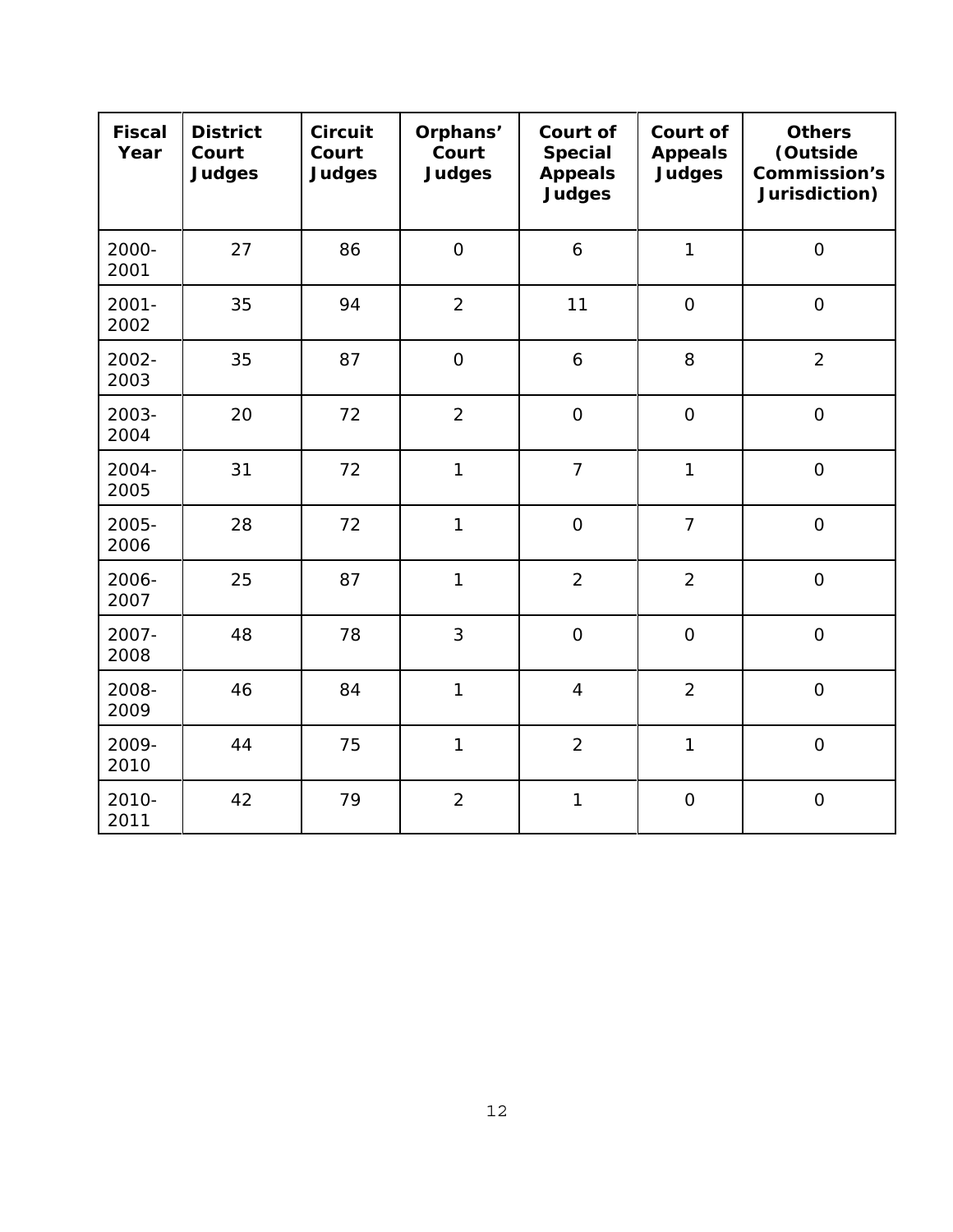| Fiscal Year | District Court Judges | Circuit Court Judges | Orphans' Court Judges | Court of Special Appeals Judges | Court of Appeals Judges | Others (Outside Commission's Jurisdiction) |
|---|---|---|---|---|---|---|
| 2000-2001 | 27 | 86 | 0 | 6 | 1 | 0 |
| 2001-2002 | 35 | 94 | 2 | 11 | 0 | 0 |
| 2002-2003 | 35 | 87 | 0 | 6 | 8 | 2 |
| 2003-2004 | 20 | 72 | 2 | 0 | 0 | 0 |
| 2004-2005 | 31 | 72 | 1 | 7 | 1 | 0 |
| 2005-2006 | 28 | 72 | 1 | 0 | 7 | 0 |
| 2006-2007 | 25 | 87 | 1 | 2 | 2 | 0 |
| 2007-2008 | 48 | 78 | 3 | 0 | 0 | 0 |
| 2008-2009 | 46 | 84 | 1 | 4 | 2 | 0 |
| 2009-2010 | 44 | 75 | 1 | 2 | 1 | 0 |
| 2010-2011 | 42 | 79 | 2 | 1 | 0 | 0 |